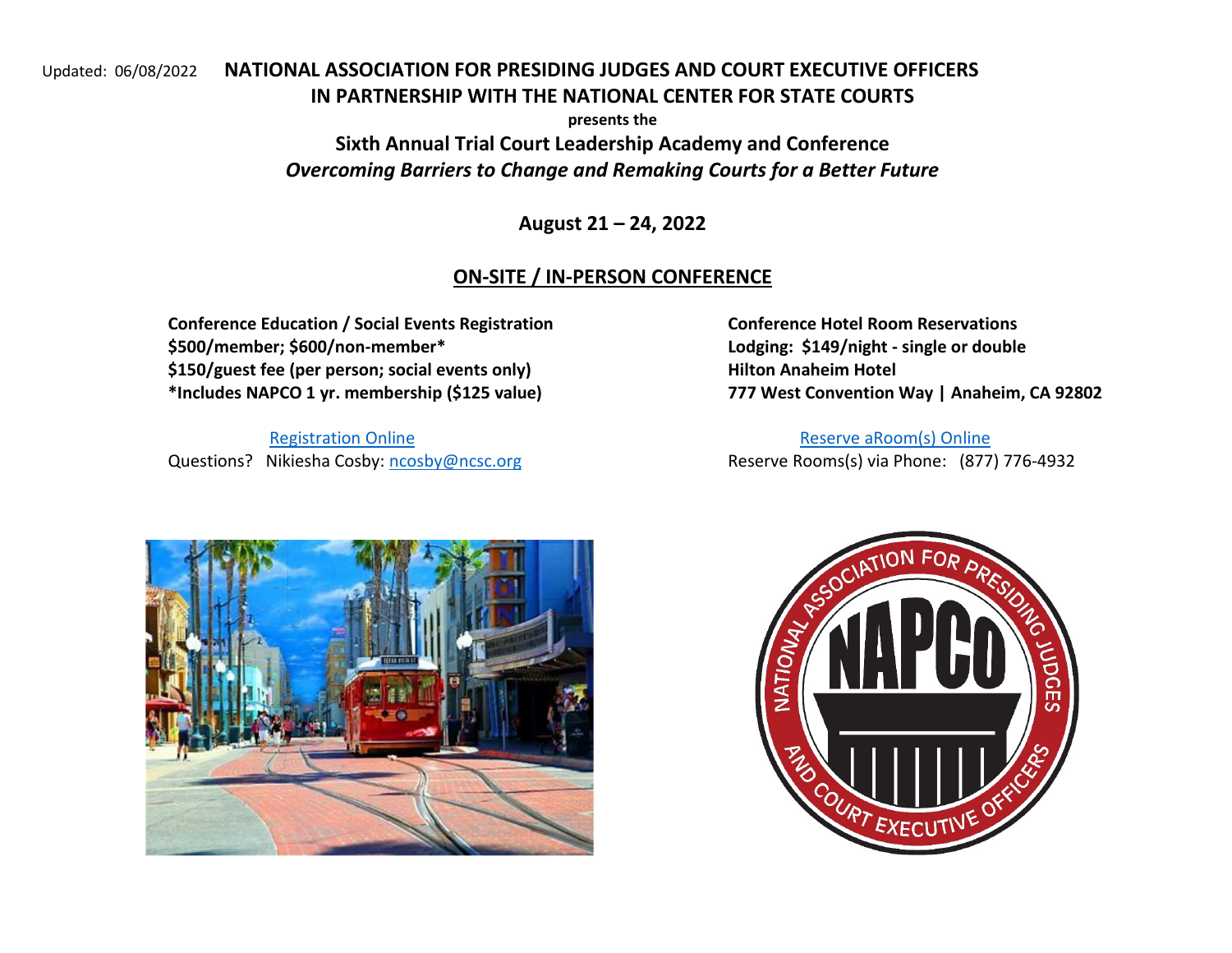Updated: 06/08/2022

# NATIONAL ASSOCIATION FOR PRESIDING JUDGES AND COURT EXECUTIVE OFFICERS IN PARTNERSHIP WITH THE NATIONAL CENTER FOR STATE COURTS

**presents the**

## Sixth Annual Trial Court Leadership Academy and Conference

***Overcoming Barriers to Change and Remaking Courts for a Better Future***

**August 21 – 24, 2022**

## ON-SITE / IN-PERSON CONFERENCE

**Conference Education / Social Events Registration**
**$500/member; $600/non-member***
**$150/guest fee (per person; social events only)**
***Includes NAPCO 1 yr. membership ($125 value)**

Registration Online

Questions? Nikiesha Cosby: ncosby@ncsc.org

**Conference Hotel Room Reservations**
**Lodging: $149/night - single or double**
**Hilton Anaheim Hotel**
**777 West Convention Way | Anaheim, CA 92802**

Reserve aRoom(s) Online

Reserve Rooms(s) via Phone: (877) 776-4932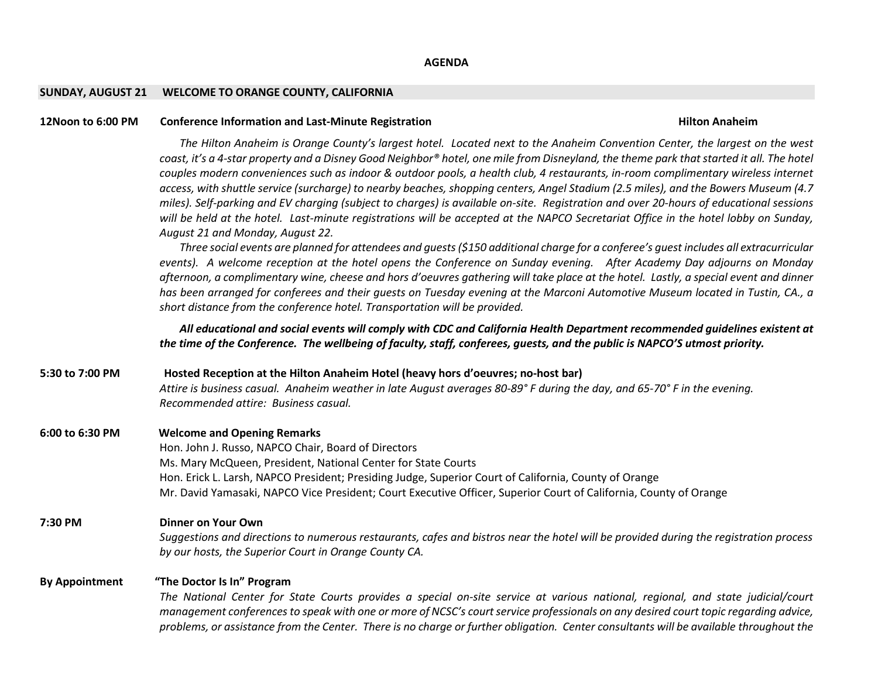# AGENDA

## SUNDAY, AUGUST 21 WELCOME TO ORANGE COUNTY, CALIFORNIA

**12Noon to 6:00 PM** **Conference Information and Last-Minute Registration** **Hilton Anaheim**

*The Hilton Anaheim is Orange County's largest hotel. Located next to the Anaheim Convention Center, the largest on the west coast, it's a 4-star property and a Disney Good Neighbor® hotel, one mile from Disneyland, the theme park that started it all. The hotel couples modern conveniences such as indoor & outdoor pools, a health club, 4 restaurants, in-room complimentary wireless internet access, with shuttle service (surcharge) to nearby beaches, shopping centers, Angel Stadium (2.5 miles), and the Bowers Museum (4.7 miles). Self-parking and EV charging (subject to charges) is available on-site. Registration and over 20-hours of educational sessions will be held at the hotel. Last-minute registrations will be accepted at the NAPCO Secretariat Office in the hotel lobby on Sunday, August 21 and Monday, August 22.*

*Three social events are planned for attendees and guests ($150 additional charge for a conferee's guest includes all extracurricular events). A welcome reception at the hotel opens the Conference on Sunday evening. After Academy Day adjourns on Monday afternoon, a complimentary wine, cheese and hors d'oeuvres gathering will take place at the hotel. Lastly, a special event and dinner has been arranged for conferees and their guests on Tuesday evening at the Marconi Automotive Museum located in Tustin, CA., a short distance from the conference hotel. Transportation will be provided.*

***All educational and social events will comply with CDC and California Health Department recommended guidelines existent at the time of the Conference. The wellbeing of faculty, staff, conferees, guests, and the public is NAPCO'S utmost priority.***

**5:30 to 7:00 PM** **Hosted Reception at the Hilton Anaheim Hotel (heavy hors d'oeuvres; no-host bar)**

*Attire is business casual. Anaheim weather in late August averages 80-89° F during the day, and 65-70° F in the evening. Recommended attire: Business casual.*

**6:00 to 6:30 PM** **Welcome and Opening Remarks**

Hon. John J. Russo, NAPCO Chair, Board of Directors
Ms. Mary McQueen, President, National Center for State Courts
Hon. Erick L. Larsh, NAPCO President; Presiding Judge, Superior Court of California, County of Orange
Mr. David Yamasaki, NAPCO Vice President; Court Executive Officer, Superior Court of California, County of Orange

**7:30 PM** **Dinner on Your Own**

*Suggestions and directions to numerous restaurants, cafes and bistros near the hotel will be provided during the registration process by our hosts, the Superior Court in Orange County CA.*

**By Appointment** **"The Doctor Is In" Program**

*The National Center for State Courts provides a special on-site service at various national, regional, and state judicial/court management conferences to speak with one or more of NCSC's court service professionals on any desired court topic regarding advice, problems, or assistance from the Center. There is no charge or further obligation. Center consultants will be available throughout the*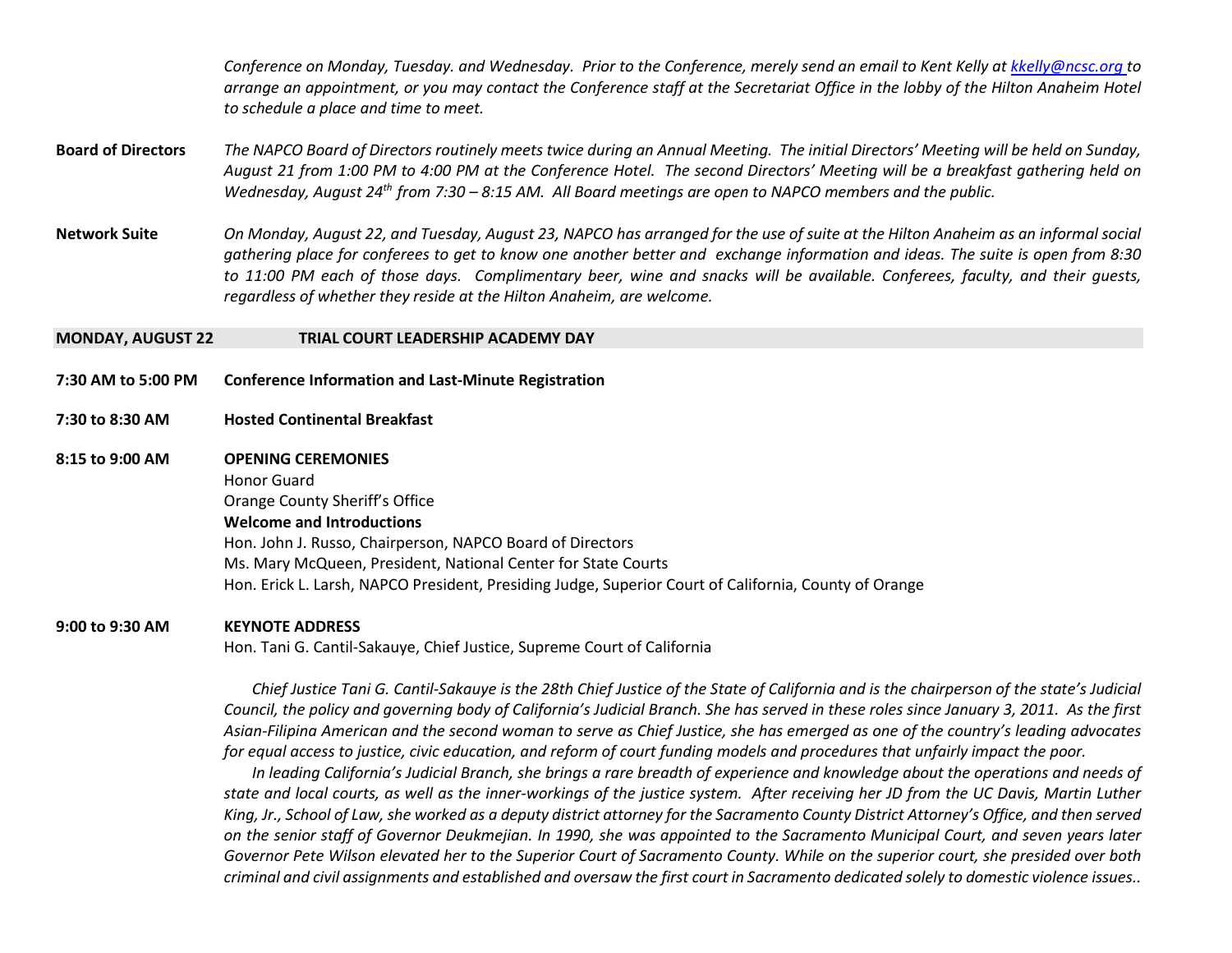*Conference on Monday, Tuesday. and Wednesday. Prior to the Conference, merely send an email to Kent Kelly at [kkelly@ncsc.org](mailto:kkelly@ncsc.org) to arrange an appointment, or you may contact the Conference staff at the Secretariat Office in the lobby of the Hilton Anaheim Hotel to schedule a place and time to meet.*

**Board of Directors** *The NAPCO Board of Directors routinely meets twice during an Annual Meeting. The initial Directors' Meeting will be held on Sunday, August 21 from 1:00 PM to 4:00 PM at the Conference Hotel. The second Directors' Meeting will be a breakfast gathering held on Wednesday, August 24th from 7:30 – 8:15 AM. All Board meetings are open to NAPCO members and the public.*

**Network Suite** *On Monday, August 22, and Tuesday, August 23, NAPCO has arranged for the use of suite at the Hilton Anaheim as an informal social gathering place for conferees to get to know one another better and exchange information and ideas. The suite is open from 8:30 to 11:00 PM each of those days. Complimentary beer, wine and snacks will be available. Conferees, faculty, and their guests, regardless of whether they reside at the Hilton Anaheim, are welcome.*

## MONDAY, AUGUST 22 — TRIAL COURT LEADERSHIP ACADEMY DAY

**7:30 AM to 5:00 PM** **Conference Information and Last-Minute Registration**

**7:30 to 8:30 AM** **Hosted Continental Breakfast**

**8:15 to 9:00 AM** **OPENING CEREMONIES**

Honor Guard
Orange County Sheriff's Office

**Welcome and Introductions**

Hon. John J. Russo, Chairperson, NAPCO Board of Directors
Ms. Mary McQueen, President, National Center for State Courts
Hon. Erick L. Larsh, NAPCO President, Presiding Judge, Superior Court of California, County of Orange

**9:00 to 9:30 AM** **KEYNOTE ADDRESS**

Hon. Tani G. Cantil-Sakauye, Chief Justice, Supreme Court of California

*Chief Justice Tani G. Cantil-Sakauye is the 28th Chief Justice of the State of California and is the chairperson of the state's Judicial Council, the policy and governing body of California's Judicial Branch. She has served in these roles since January 3, 2011. As the first Asian-Filipina American and the second woman to serve as Chief Justice, she has emerged as one of the country's leading advocates for equal access to justice, civic education, and reform of court funding models and procedures that unfairly impact the poor.*

*In leading California's Judicial Branch, she brings a rare breadth of experience and knowledge about the operations and needs of state and local courts, as well as the inner-workings of the justice system. After receiving her JD from the UC Davis, Martin Luther King, Jr., School of Law, she worked as a deputy district attorney for the Sacramento County District Attorney's Office, and then served on the senior staff of Governor Deukmejian. In 1990, she was appointed to the Sacramento Municipal Court, and seven years later Governor Pete Wilson elevated her to the Superior Court of Sacramento County. While on the superior court, she presided over both criminal and civil assignments and established and oversaw the first court in Sacramento dedicated solely to domestic violence issues..*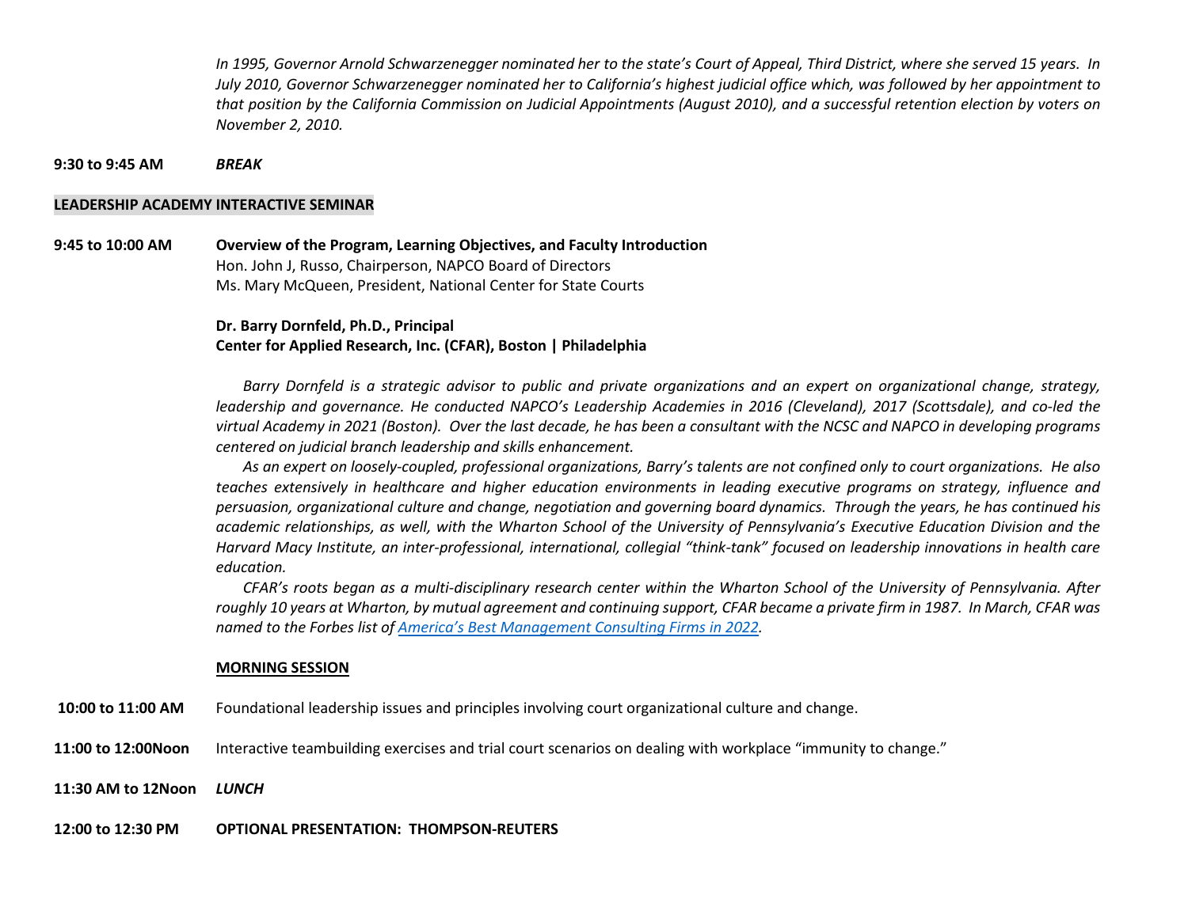*In 1995, Governor Arnold Schwarzenegger nominated her to the state's Court of Appeal, Third District, where she served 15 years. In July 2010, Governor Schwarzenegger nominated her to California's highest judicial office which, was followed by her appointment to that position by the California Commission on Judicial Appointments (August 2010), and a successful retention election by voters on November 2, 2010.*

**9:30 to 9:45 AM** *BREAK*

**LEADERSHIP ACADEMY INTERACTIVE SEMINAR**

**9:45 to 10:00 AM** **Overview of the Program, Learning Objectives, and Faculty Introduction**
Hon. John J, Russo, Chairperson, NAPCO Board of Directors
Ms. Mary McQueen, President, National Center for State Courts

**Dr. Barry Dornfeld, Ph.D., Principal**
**Center for Applied Research, Inc. (CFAR), Boston | Philadelphia**

*Barry Dornfeld is a strategic advisor to public and private organizations and an expert on organizational change, strategy, leadership and governance. He conducted NAPCO's Leadership Academies in 2016 (Cleveland), 2017 (Scottsdale), and co-led the virtual Academy in 2021 (Boston). Over the last decade, he has been a consultant with the NCSC and NAPCO in developing programs centered on judicial branch leadership and skills enhancement.*

*As an expert on loosely-coupled, professional organizations, Barry's talents are not confined only to court organizations. He also teaches extensively in healthcare and higher education environments in leading executive programs on strategy, influence and persuasion, organizational culture and change, negotiation and governing board dynamics. Through the years, he has continued his academic relationships, as well, with the Wharton School of the University of Pennsylvania's Executive Education Division and the Harvard Macy Institute, an inter-professional, international, collegial "think-tank" focused on leadership innovations in health care education.*

*CFAR's roots began as a multi-disciplinary research center within the Wharton School of the University of Pennsylvania. After roughly 10 years at Wharton, by mutual agreement and continuing support, CFAR became a private firm in 1987. In March, CFAR was named to the Forbes list of [America's Best Management Consulting Firms in 2022](#).*

**MORNING SESSION**

**10:00 to 11:00 AM** Foundational leadership issues and principles involving court organizational culture and change.

**11:00 to 12:00Noon** Interactive teambuilding exercises and trial court scenarios on dealing with workplace "immunity to change."

**11:30 AM to 12Noon** *LUNCH*

**12:00 to 12:30 PM** **OPTIONAL PRESENTATION: THOMPSON-REUTERS**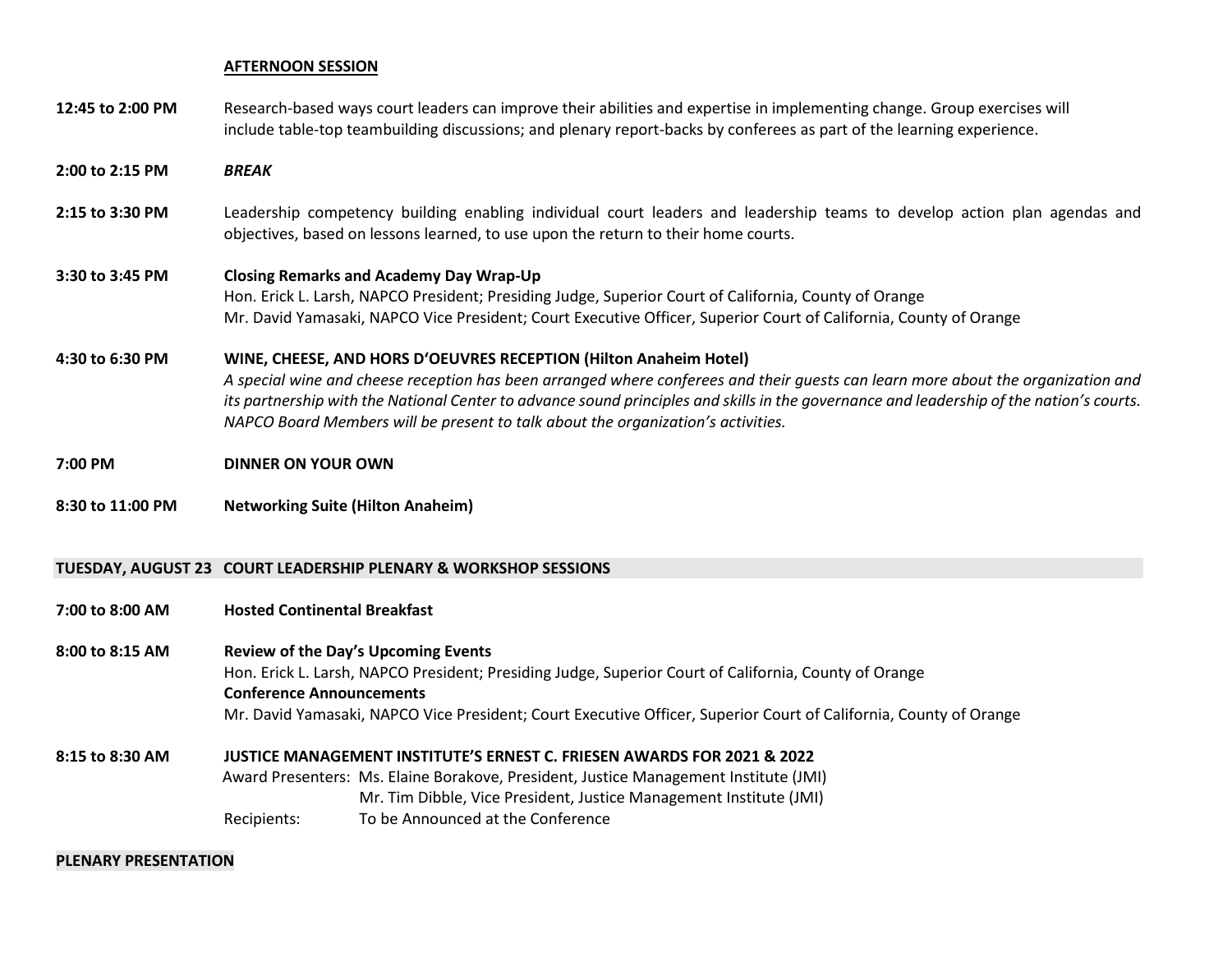**AFTERNOON SESSION**

**12:45 to 2:00 PM** Research-based ways court leaders can improve their abilities and expertise in implementing change. Group exercises will include table-top teambuilding discussions; and plenary report-backs by conferees as part of the learning experience.

**2:00 to 2:15 PM** ***BREAK***

**2:15 to 3:30 PM** Leadership competency building enabling individual court leaders and leadership teams to develop action plan agendas and objectives, based on lessons learned, to use upon the return to their home courts.

**3:30 to 3:45 PM** **Closing Remarks and Academy Day Wrap-Up**
Hon. Erick L. Larsh, NAPCO President; Presiding Judge, Superior Court of California, County of Orange
Mr. David Yamasaki, NAPCO Vice President; Court Executive Officer, Superior Court of California, County of Orange

**4:30 to 6:30 PM** **WINE, CHEESE, AND HORS D'OEUVRES RECEPTION (Hilton Anaheim Hotel)**
*A special wine and cheese reception has been arranged where conferees and their guests can learn more about the organization and its partnership with the National Center to advance sound principles and skills in the governance and leadership of the nation's courts. NAPCO Board Members will be present to talk about the organization's activities.*

**7:00 PM** **DINNER ON YOUR OWN**

**8:30 to 11:00 PM** **Networking Suite (Hilton Anaheim)**

## TUESDAY, AUGUST 23 COURT LEADERSHIP PLENARY & WORKSHOP SESSIONS

**7:00 to 8:00 AM** **Hosted Continental Breakfast**

**8:00 to 8:15 AM** **Review of the Day's Upcoming Events**
Hon. Erick L. Larsh, NAPCO President; Presiding Judge, Superior Court of California, County of Orange
**Conference Announcements**
Mr. David Yamasaki, NAPCO Vice President; Court Executive Officer, Superior Court of California, County of Orange

**8:15 to 8:30 AM** **JUSTICE MANAGEMENT INSTITUTE'S ERNEST C. FRIESEN AWARDS FOR 2021 & 2022**
Award Presenters: Ms. Elaine Borakove, President, Justice Management Institute (JMI)
Mr. Tim Dibble, Vice President, Justice Management Institute (JMI)
Recipients: To be Announced at the Conference

**PLENARY PRESENTATION**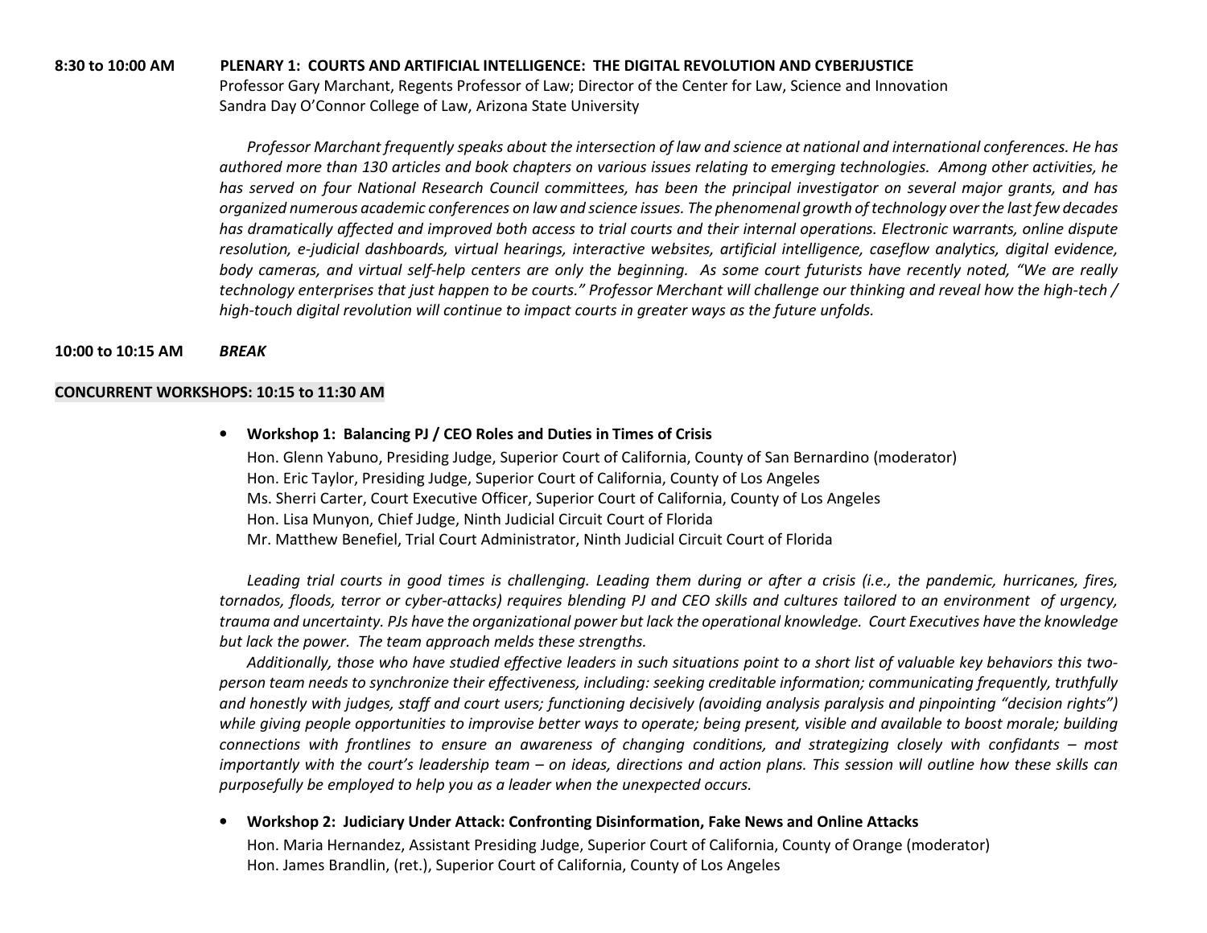**8:30 to 10:00 AM** **PLENARY 1: COURTS AND ARTIFICIAL INTELLIGENCE: THE DIGITAL REVOLUTION AND CYBERJUSTICE**

Professor Gary Marchant, Regents Professor of Law; Director of the Center for Law, Science and Innovation
Sandra Day O'Connor College of Law, Arizona State University

*Professor Marchant frequently speaks about the intersection of law and science at national and international conferences. He has authored more than 130 articles and book chapters on various issues relating to emerging technologies. Among other activities, he has served on four National Research Council committees, has been the principal investigator on several major grants, and has organized numerous academic conferences on law and science issues. The phenomenal growth of technology over the last few decades has dramatically affected and improved both access to trial courts and their internal operations. Electronic warrants, online dispute resolution, e-judicial dashboards, virtual hearings, interactive websites, artificial intelligence, caseflow analytics, digital evidence, body cameras, and virtual self-help centers are only the beginning. As some court futurists have recently noted, "We are really technology enterprises that just happen to be courts." Professor Merchant will challenge our thinking and reveal how the high-tech / high-touch digital revolution will continue to impact courts in greater ways as the future unfolds.*

**10:00 to 10:15 AM** ***BREAK***

**CONCURRENT WORKSHOPS: 10:15 to 11:30 AM**

- **Workshop 1: Balancing PJ / CEO Roles and Duties in Times of Crisis**

  Hon. Glenn Yabuno, Presiding Judge, Superior Court of California, County of San Bernardino (moderator)
  Hon. Eric Taylor, Presiding Judge, Superior Court of California, County of Los Angeles
  Ms. Sherri Carter, Court Executive Officer, Superior Court of California, County of Los Angeles
  Hon. Lisa Munyon, Chief Judge, Ninth Judicial Circuit Court of Florida
  Mr. Matthew Benefiel, Trial Court Administrator, Ninth Judicial Circuit Court of Florida

  *Leading trial courts in good times is challenging. Leading them during or after a crisis (i.e., the pandemic, hurricanes, fires, tornados, floods, terror or cyber-attacks) requires blending PJ and CEO skills and cultures tailored to an environment of urgency, trauma and uncertainty. PJs have the organizational power but lack the operational knowledge. Court Executives have the knowledge but lack the power. The team approach melds these strengths.*

  *Additionally, those who have studied effective leaders in such situations point to a short list of valuable key behaviors this two-person team needs to synchronize their effectiveness, including: seeking creditable information; communicating frequently, truthfully and honestly with judges, staff and court users; functioning decisively (avoiding analysis paralysis and pinpointing "decision rights") while giving people opportunities to improvise better ways to operate; being present, visible and available to boost morale; building connections with frontlines to ensure an awareness of changing conditions, and strategizing closely with confidants – most importantly with the court's leadership team – on ideas, directions and action plans. This session will outline how these skills can purposefully be employed to help you as a leader when the unexpected occurs.*

- **Workshop 2: Judiciary Under Attack: Confronting Disinformation, Fake News and Online Attacks**

  Hon. Maria Hernandez, Assistant Presiding Judge, Superior Court of California, County of Orange (moderator)
  Hon. James Brandlin, (ret.), Superior Court of California, County of Los Angeles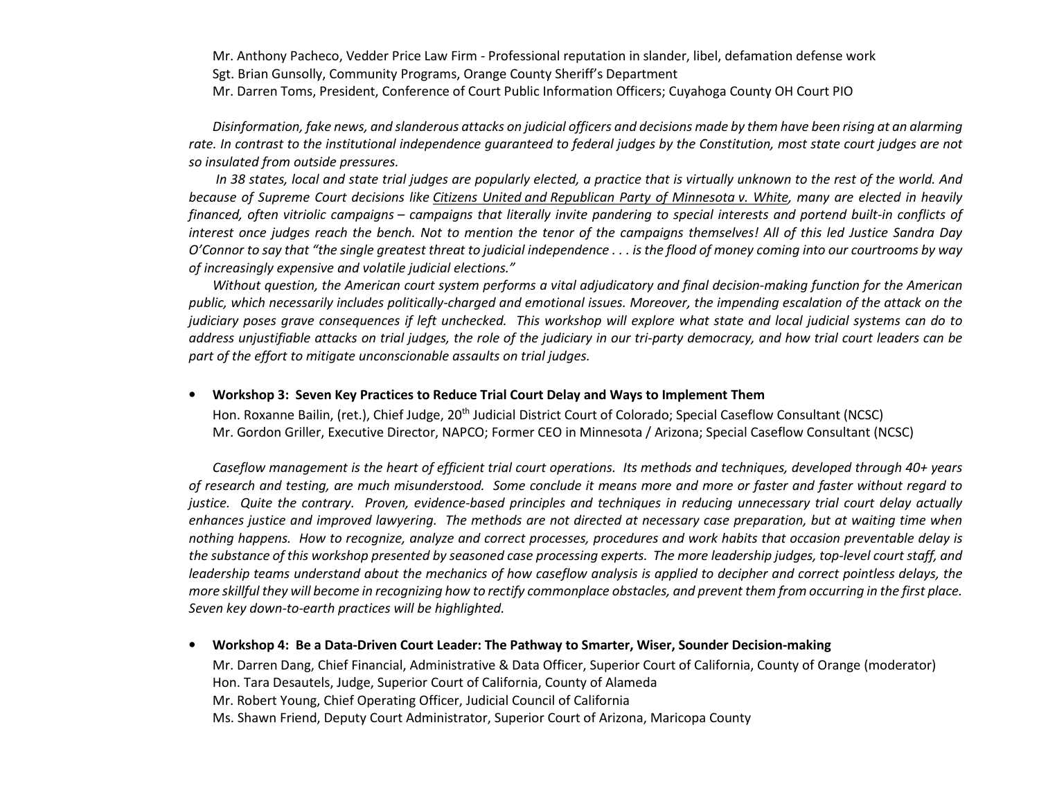Mr. Anthony Pacheco, Vedder Price Law Firm - Professional reputation in slander, libel, defamation defense work
Sgt. Brian Gunsolly, Community Programs, Orange County Sheriff's Department
Mr. Darren Toms, President, Conference of Court Public Information Officers; Cuyahoga County OH Court PIO

*Disinformation, fake news, and slanderous attacks on judicial officers and decisions made by them have been rising at an alarming rate. In contrast to the institutional independence guaranteed to federal judges by the Constitution, most state court judges are not so insulated from outside pressures.*

*In 38 states, local and state trial judges are popularly elected, a practice that is virtually unknown to the rest of the world. And because of Supreme Court decisions like Citizens United and Republican Party of Minnesota v. White, many are elected in heavily financed, often vitriolic campaigns – campaigns that literally invite pandering to special interests and portend built-in conflicts of interest once judges reach the bench. Not to mention the tenor of the campaigns themselves! All of this led Justice Sandra Day O'Connor to say that "the single greatest threat to judicial independence . . . is the flood of money coming into our courtrooms by way of increasingly expensive and volatile judicial elections."*

*Without question, the American court system performs a vital adjudicatory and final decision-making function for the American public, which necessarily includes politically-charged and emotional issues. Moreover, the impending escalation of the attack on the judiciary poses grave consequences if left unchecked. This workshop will explore what state and local judicial systems can do to address unjustifiable attacks on trial judges, the role of the judiciary in our tri-party democracy, and how trial court leaders can be part of the effort to mitigate unconscionable assaults on trial judges.*

- **Workshop 3: Seven Key Practices to Reduce Trial Court Delay and Ways to Implement Them**

  Hon. Roxanne Bailin, (ret.), Chief Judge, 20th Judicial District Court of Colorado; Special Caseflow Consultant (NCSC)
  Mr. Gordon Griller, Executive Director, NAPCO; Former CEO in Minnesota / Arizona; Special Caseflow Consultant (NCSC)

  *Caseflow management is the heart of efficient trial court operations. Its methods and techniques, developed through 40+ years of research and testing, are much misunderstood. Some conclude it means more and more or faster and faster without regard to justice. Quite the contrary. Proven, evidence-based principles and techniques in reducing unnecessary trial court delay actually enhances justice and improved lawyering. The methods are not directed at necessary case preparation, but at waiting time when nothing happens. How to recognize, analyze and correct processes, procedures and work habits that occasion preventable delay is the substance of this workshop presented by seasoned case processing experts. The more leadership judges, top-level court staff, and leadership teams understand about the mechanics of how caseflow analysis is applied to decipher and correct pointless delays, the more skillful they will become in recognizing how to rectify commonplace obstacles, and prevent them from occurring in the first place. Seven key down-to-earth practices will be highlighted.*

- **Workshop 4: Be a Data-Driven Court Leader: The Pathway to Smarter, Wiser, Sounder Decision-making**

  Mr. Darren Dang, Chief Financial, Administrative & Data Officer, Superior Court of California, County of Orange (moderator)
  Hon. Tara Desautels, Judge, Superior Court of California, County of Alameda
  Mr. Robert Young, Chief Operating Officer, Judicial Council of California
  Ms. Shawn Friend, Deputy Court Administrator, Superior Court of Arizona, Maricopa County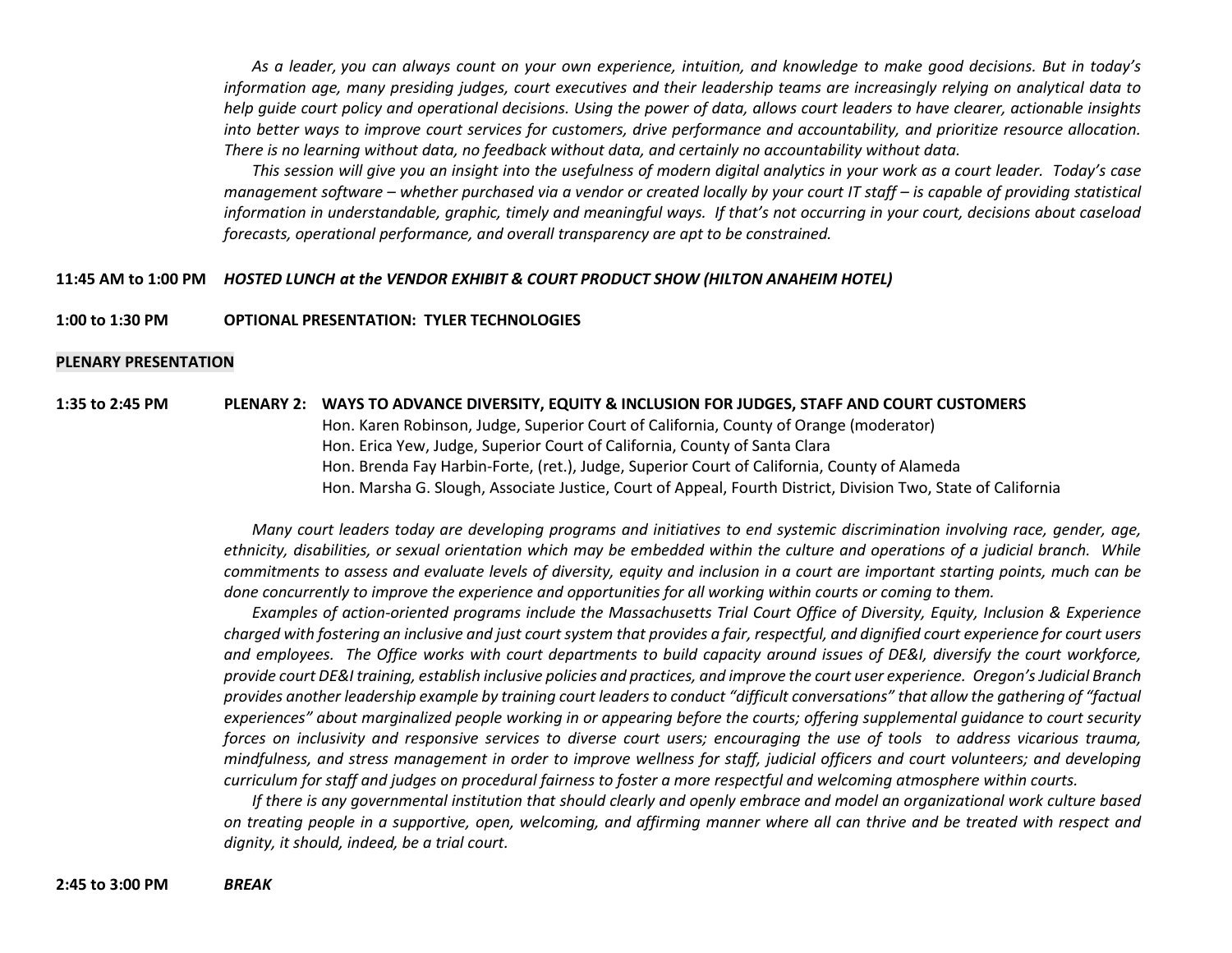*As a leader, you can always count on your own experience, intuition, and knowledge to make good decisions. But in today's information age, many presiding judges, court executives and their leadership teams are increasingly relying on analytical data to help guide court policy and operational decisions. Using the power of data, allows court leaders to have clearer, actionable insights into better ways to improve court services for customers, drive performance and accountability, and prioritize resource allocation. There is no learning without data, no feedback without data, and certainly no accountability without data.*

*This session will give you an insight into the usefulness of modern digital analytics in your work as a court leader. Today's case management software – whether purchased via a vendor or created locally by your court IT staff – is capable of providing statistical information in understandable, graphic, timely and meaningful ways. If that's not occurring in your court, decisions about caseload forecasts, operational performance, and overall transparency are apt to be constrained.*

**11:45 AM to 1:00 PM** ***HOSTED LUNCH at the VENDOR EXHIBIT & COURT PRODUCT SHOW (HILTON ANAHEIM HOTEL)***

**1:00 to 1:30 PM** **OPTIONAL PRESENTATION: TYLER TECHNOLOGIES**

**PLENARY PRESENTATION**

**1:35 to 2:45 PM** **PLENARY 2: WAYS TO ADVANCE DIVERSITY, EQUITY & INCLUSION FOR JUDGES, STAFF AND COURT CUSTOMERS**

Hon. Karen Robinson, Judge, Superior Court of California, County of Orange (moderator)
Hon. Erica Yew, Judge, Superior Court of California, County of Santa Clara
Hon. Brenda Fay Harbin-Forte, (ret.), Judge, Superior Court of California, County of Alameda
Hon. Marsha G. Slough, Associate Justice, Court of Appeal, Fourth District, Division Two, State of California

*Many court leaders today are developing programs and initiatives to end systemic discrimination involving race, gender, age, ethnicity, disabilities, or sexual orientation which may be embedded within the culture and operations of a judicial branch. While commitments to assess and evaluate levels of diversity, equity and inclusion in a court are important starting points, much can be done concurrently to improve the experience and opportunities for all working within courts or coming to them.*

*Examples of action-oriented programs include the Massachusetts Trial Court Office of Diversity, Equity, Inclusion & Experience charged with fostering an inclusive and just court system that provides a fair, respectful, and dignified court experience for court users and employees. The Office works with court departments to build capacity around issues of DE&I, diversify the court workforce, provide court DE&I training, establish inclusive policies and practices, and improve the court user experience. Oregon's Judicial Branch provides another leadership example by training court leaders to conduct "difficult conversations" that allow the gathering of "factual experiences" about marginalized people working in or appearing before the courts; offering supplemental guidance to court security forces on inclusivity and responsive services to diverse court users; encouraging the use of tools to address vicarious trauma, mindfulness, and stress management in order to improve wellness for staff, judicial officers and court volunteers; and developing curriculum for staff and judges on procedural fairness to foster a more respectful and welcoming atmosphere within courts.*

*If there is any governmental institution that should clearly and openly embrace and model an organizational work culture based on treating people in a supportive, open, welcoming, and affirming manner where all can thrive and be treated with respect and dignity, it should, indeed, be a trial court.*

**2:45 to 3:00 PM** ***BREAK***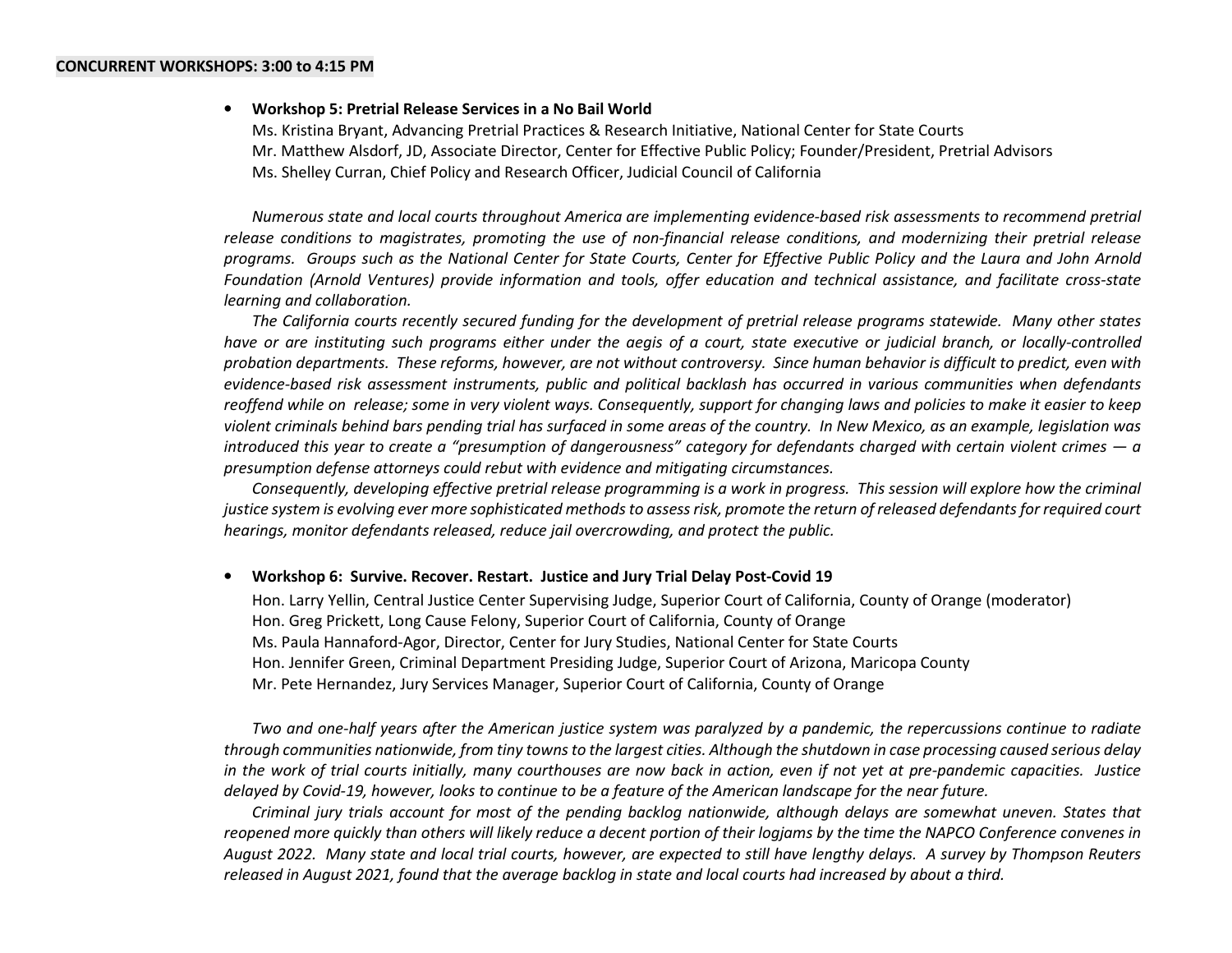**CONCURRENT WORKSHOPS: 3:00 to 4:15 PM**

- **Workshop 5: Pretrial Release Services in a No Bail World**
  Ms. Kristina Bryant, Advancing Pretrial Practices & Research Initiative, National Center for State Courts
  Mr. Matthew Alsdorf, JD, Associate Director, Center for Effective Public Policy; Founder/President, Pretrial Advisors
  Ms. Shelley Curran, Chief Policy and Research Officer, Judicial Council of California

  *Numerous state and local courts throughout America are implementing evidence-based risk assessments to recommend pretrial release conditions to magistrates, promoting the use of non-financial release conditions, and modernizing their pretrial release programs. Groups such as the National Center for State Courts, Center for Effective Public Policy and the Laura and John Arnold Foundation (Arnold Ventures) provide information and tools, offer education and technical assistance, and facilitate cross-state learning and collaboration.*

  *The California courts recently secured funding for the development of pretrial release programs statewide. Many other states have or are instituting such programs either under the aegis of a court, state executive or judicial branch, or locally-controlled probation departments. These reforms, however, are not without controversy. Since human behavior is difficult to predict, even with evidence-based risk assessment instruments, public and political backlash has occurred in various communities when defendants reoffend while on release; some in very violent ways. Consequently, support for changing laws and policies to make it easier to keep violent criminals behind bars pending trial has surfaced in some areas of the country. In New Mexico, as an example, legislation was introduced this year to create a "presumption of dangerousness" category for defendants charged with certain violent crimes — a presumption defense attorneys could rebut with evidence and mitigating circumstances.*

  *Consequently, developing effective pretrial release programming is a work in progress. This session will explore how the criminal justice system is evolving ever more sophisticated methods to assess risk, promote the return of released defendants for required court hearings, monitor defendants released, reduce jail overcrowding, and protect the public.*

- **Workshop 6: Survive. Recover. Restart. Justice and Jury Trial Delay Post-Covid 19**
  Hon. Larry Yellin, Central Justice Center Supervising Judge, Superior Court of California, County of Orange (moderator)
  Hon. Greg Prickett, Long Cause Felony, Superior Court of California, County of Orange
  Ms. Paula Hannaford-Agor, Director, Center for Jury Studies, National Center for State Courts
  Hon. Jennifer Green, Criminal Department Presiding Judge, Superior Court of Arizona, Maricopa County
  Mr. Pete Hernandez, Jury Services Manager, Superior Court of California, County of Orange

  *Two and one-half years after the American justice system was paralyzed by a pandemic, the repercussions continue to radiate through communities nationwide, from tiny towns to the largest cities. Although the shutdown in case processing caused serious delay in the work of trial courts initially, many courthouses are now back in action, even if not yet at pre-pandemic capacities. Justice delayed by Covid-19, however, looks to continue to be a feature of the American landscape for the near future.*

  *Criminal jury trials account for most of the pending backlog nationwide, although delays are somewhat uneven. States that reopened more quickly than others will likely reduce a decent portion of their logjams by the time the NAPCO Conference convenes in August 2022. Many state and local trial courts, however, are expected to still have lengthy delays. A survey by Thompson Reuters released in August 2021, found that the average backlog in state and local courts had increased by about a third.*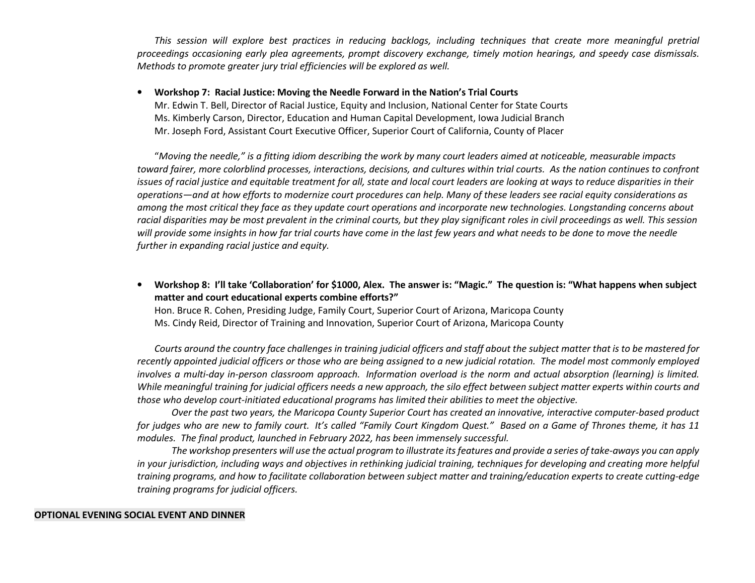*This session will explore best practices in reducing backlogs, including techniques that create more meaningful pretrial proceedings occasioning early plea agreements, prompt discovery exchange, timely motion hearings, and speedy case dismissals. Methods to promote greater jury trial efficiencies will be explored as well.*

- **Workshop 7: Racial Justice: Moving the Needle Forward in the Nation's Trial Courts**
  Mr. Edwin T. Bell, Director of Racial Justice, Equity and Inclusion, National Center for State Courts
  Ms. Kimberly Carson, Director, Education and Human Capital Development, Iowa Judicial Branch
  Mr. Joseph Ford, Assistant Court Executive Officer, Superior Court of California, County of Placer

"*Moving the needle," is a fitting idiom describing the work by many court leaders aimed at noticeable, measurable impacts toward fairer, more colorblind processes, interactions, decisions, and cultures within trial courts. As the nation continues to confront issues of racial justice and equitable treatment for all, state and local court leaders are looking at ways to reduce disparities in their operations—and at how efforts to modernize court procedures can help. Many of these leaders see racial equity considerations as among the most critical they face as they update court operations and incorporate new technologies. Longstanding concerns about racial disparities may be most prevalent in the criminal courts, but they play significant roles in civil proceedings as well. This session will provide some insights in how far trial courts have come in the last few years and what needs to be done to move the needle further in expanding racial justice and equity.*

- **Workshop 8: I'll take 'Collaboration' for $1000, Alex. The answer is: "Magic." The question is: "What happens when subject matter and court educational experts combine efforts?"**
  Hon. Bruce R. Cohen, Presiding Judge, Family Court, Superior Court of Arizona, Maricopa County
  Ms. Cindy Reid, Director of Training and Innovation, Superior Court of Arizona, Maricopa County

*Courts around the country face challenges in training judicial officers and staff about the subject matter that is to be mastered for recently appointed judicial officers or those who are being assigned to a new judicial rotation. The model most commonly employed involves a multi-day in-person classroom approach. Information overload is the norm and actual absorption (learning) is limited. While meaningful training for judicial officers needs a new approach, the silo effect between subject matter experts within courts and those who develop court-initiated educational programs has limited their abilities to meet the objective.*

*Over the past two years, the Maricopa County Superior Court has created an innovative, interactive computer-based product for judges who are new to family court. It's called "Family Court Kingdom Quest." Based on a Game of Thrones theme, it has 11 modules. The final product, launched in February 2022, has been immensely successful.*

*The workshop presenters will use the actual program to illustrate its features and provide a series of take-aways you can apply in your jurisdiction, including ways and objectives in rethinking judicial training, techniques for developing and creating more helpful training programs, and how to facilitate collaboration between subject matter and training/education experts to create cutting-edge training programs for judicial officers.*

**OPTIONAL EVENING SOCIAL EVENT AND DINNER**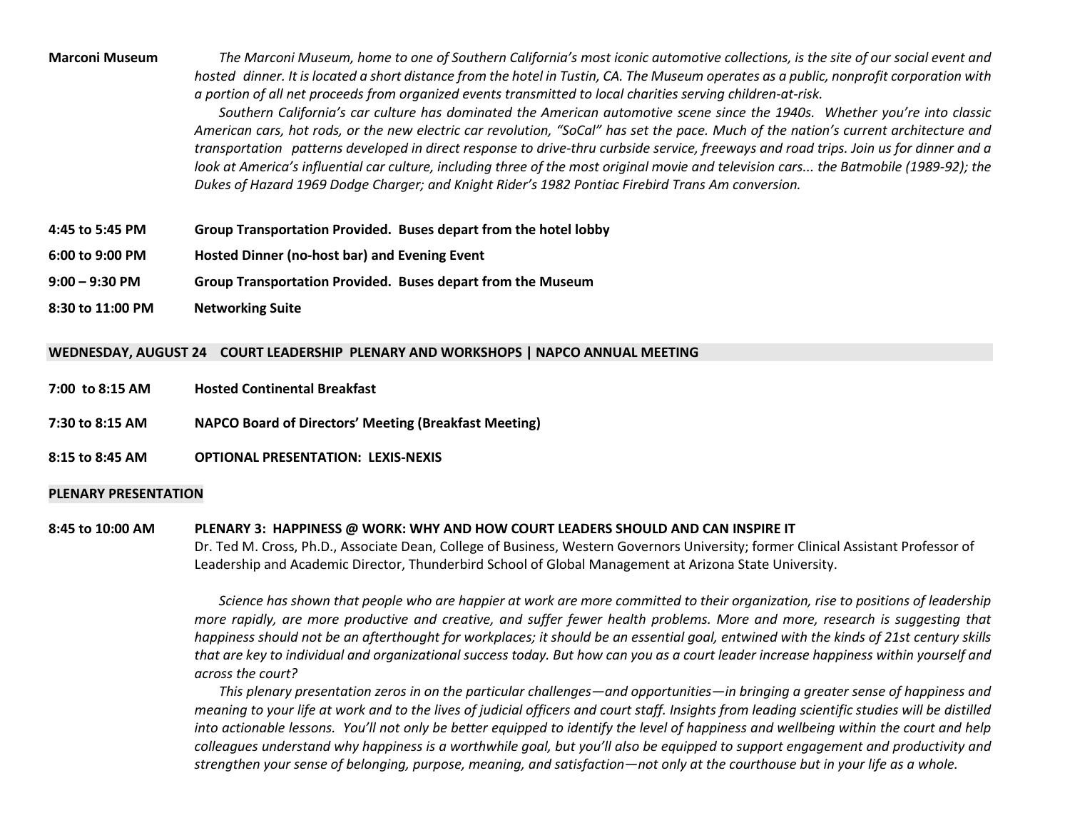**Marconi Museum**

*The Marconi Museum, home to one of Southern California's most iconic automotive collections, is the site of our social event and hosted dinner. It is located a short distance from the hotel in Tustin, CA. The Museum operates as a public, nonprofit corporation with a portion of all net proceeds from organized events transmitted to local charities serving children-at-risk.*

*Southern California's car culture has dominated the American automotive scene since the 1940s. Whether you're into classic American cars, hot rods, or the new electric car revolution, "SoCal" has set the pace. Much of the nation's current architecture and transportation patterns developed in direct response to drive-thru curbside service, freeways and road trips. Join us for dinner and a look at America's influential car culture, including three of the most original movie and television cars... the Batmobile (1989-92); the Dukes of Hazard 1969 Dodge Charger; and Knight Rider's 1982 Pontiac Firebird Trans Am conversion.*

**4:45 to 5:45 PM** **Group Transportation Provided. Buses depart from the hotel lobby**

**6:00 to 9:00 PM** **Hosted Dinner (no-host bar) and Evening Event**

**9:00 – 9:30 PM** **Group Transportation Provided. Buses depart from the Museum**

**8:30 to 11:00 PM** **Networking Suite**

## WEDNESDAY, AUGUST 24 COURT LEADERSHIP PLENARY AND WORKSHOPS | NAPCO ANNUAL MEETING

**7:00 to 8:15 AM** **Hosted Continental Breakfast**

**7:30 to 8:15 AM** **NAPCO Board of Directors' Meeting (Breakfast Meeting)**

**8:15 to 8:45 AM** **OPTIONAL PRESENTATION: LEXIS-NEXIS**

### PLENARY PRESENTATION

**8:45 to 10:00 AM** **PLENARY 3: HAPPINESS @ WORK: WHY AND HOW COURT LEADERS SHOULD AND CAN INSPIRE IT**

Dr. Ted M. Cross, Ph.D., Associate Dean, College of Business, Western Governors University; former Clinical Assistant Professor of Leadership and Academic Director, Thunderbird School of Global Management at Arizona State University.

*Science has shown that people who are happier at work are more committed to their organization, rise to positions of leadership more rapidly, are more productive and creative, and suffer fewer health problems. More and more, research is suggesting that happiness should not be an afterthought for workplaces; it should be an essential goal, entwined with the kinds of 21st century skills that are key to individual and organizational success today. But how can you as a court leader increase happiness within yourself and across the court?*

*This plenary presentation zeros in on the particular challenges—and opportunities—in bringing a greater sense of happiness and meaning to your life at work and to the lives of judicial officers and court staff. Insights from leading scientific studies will be distilled into actionable lessons. You'll not only be better equipped to identify the level of happiness and wellbeing within the court and help colleagues understand why happiness is a worthwhile goal, but you'll also be equipped to support engagement and productivity and strengthen your sense of belonging, purpose, meaning, and satisfaction—not only at the courthouse but in your life as a whole.*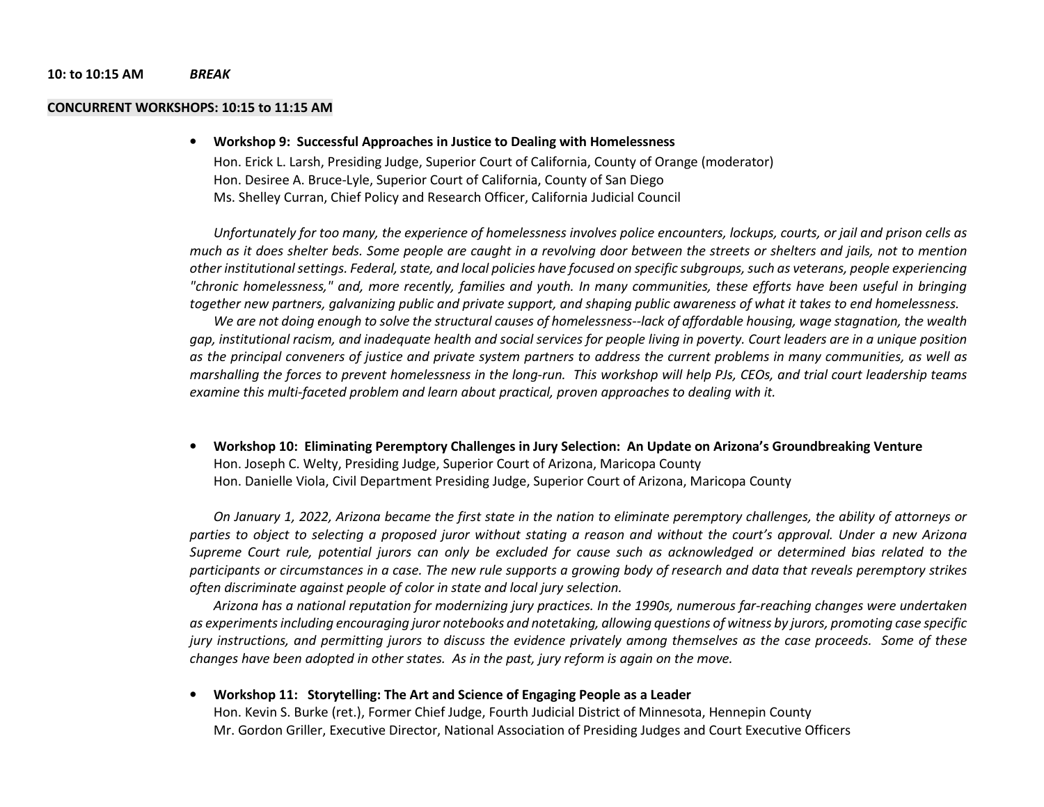**10: to 10:15 AM** ***BREAK***

**CONCURRENT WORKSHOPS: 10:15 to 11:15 AM**

- **Workshop 9: Successful Approaches in Justice to Dealing with Homelessness**
  Hon. Erick L. Larsh, Presiding Judge, Superior Court of California, County of Orange (moderator)
  Hon. Desiree A. Bruce-Lyle, Superior Court of California, County of San Diego
  Ms. Shelley Curran, Chief Policy and Research Officer, California Judicial Council

  *Unfortunately for too many, the experience of homelessness involves police encounters, lockups, courts, or jail and prison cells as much as it does shelter beds. Some people are caught in a revolving door between the streets or shelters and jails, not to mention other institutional settings. Federal, state, and local policies have focused on specific subgroups, such as veterans, people experiencing "chronic homelessness," and, more recently, families and youth. In many communities, these efforts have been useful in bringing together new partners, galvanizing public and private support, and shaping public awareness of what it takes to end homelessness.*

  *We are not doing enough to solve the structural causes of homelessness--lack of affordable housing, wage stagnation, the wealth gap, institutional racism, and inadequate health and social services for people living in poverty. Court leaders are in a unique position as the principal conveners of justice and private system partners to address the current problems in many communities, as well as marshalling the forces to prevent homelessness in the long-run. This workshop will help PJs, CEOs, and trial court leadership teams examine this multi-faceted problem and learn about practical, proven approaches to dealing with it.*

- **Workshop 10: Eliminating Peremptory Challenges in Jury Selection: An Update on Arizona's Groundbreaking Venture**
  Hon. Joseph C. Welty, Presiding Judge, Superior Court of Arizona, Maricopa County
  Hon. Danielle Viola, Civil Department Presiding Judge, Superior Court of Arizona, Maricopa County

  *On January 1, 2022, Arizona became the first state in the nation to eliminate peremptory challenges, the ability of attorneys or parties to object to selecting a proposed juror without stating a reason and without the court's approval. Under a new Arizona Supreme Court rule, potential jurors can only be excluded for cause such as acknowledged or determined bias related to the participants or circumstances in a case. The new rule supports a growing body of research and data that reveals peremptory strikes often discriminate against people of color in state and local jury selection.*

  *Arizona has a national reputation for modernizing jury practices. In the 1990s, numerous far-reaching changes were undertaken as experiments including encouraging juror notebooks and notetaking, allowing questions of witness by jurors, promoting case specific jury instructions, and permitting jurors to discuss the evidence privately among themselves as the case proceeds. Some of these changes have been adopted in other states. As in the past, jury reform is again on the move.*

- **Workshop 11: Storytelling: The Art and Science of Engaging People as a Leader**
  Hon. Kevin S. Burke (ret.), Former Chief Judge, Fourth Judicial District of Minnesota, Hennepin County
  Mr. Gordon Griller, Executive Director, National Association of Presiding Judges and Court Executive Officers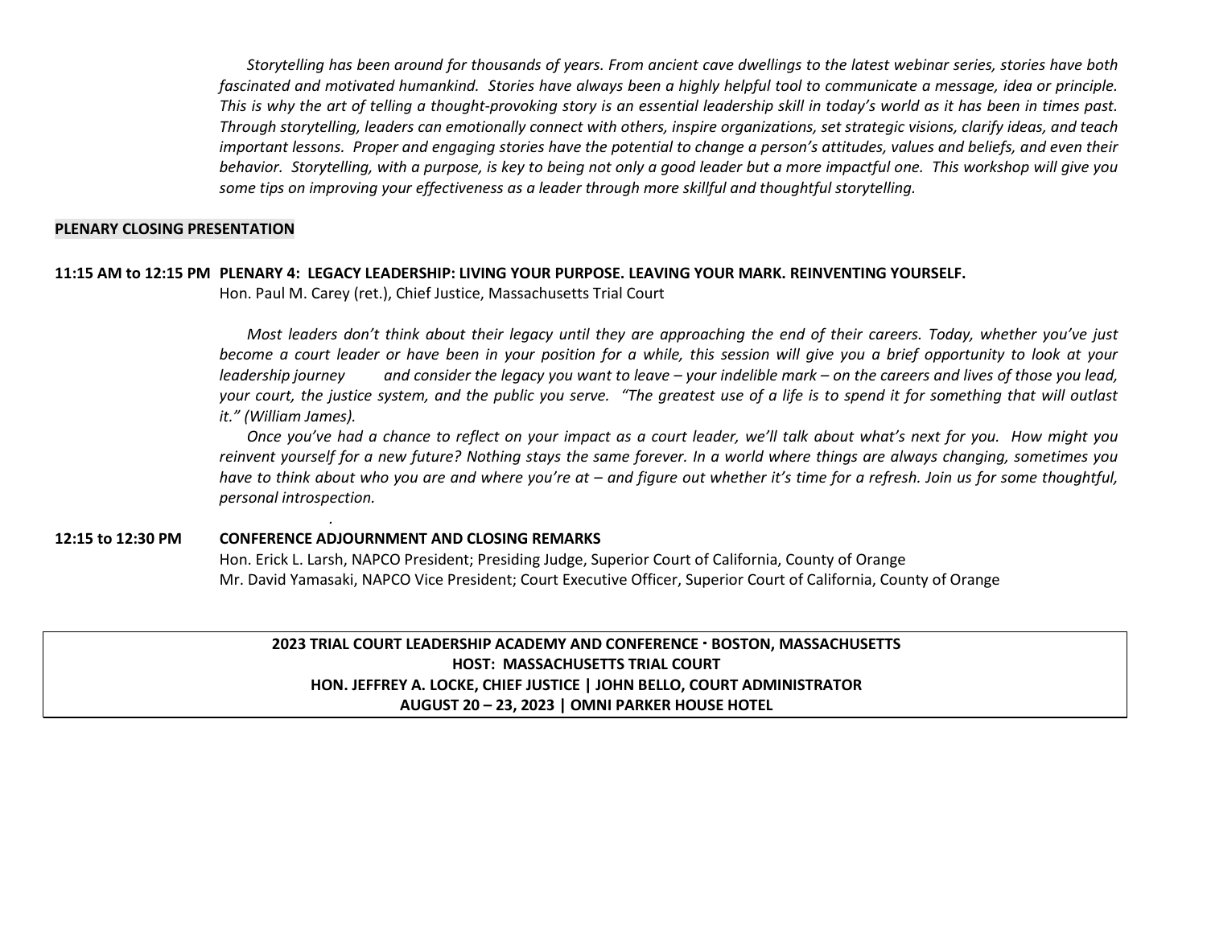*Storytelling has been around for thousands of years. From ancient cave dwellings to the latest webinar series, stories have both fascinated and motivated humankind. Stories have always been a highly helpful tool to communicate a message, idea or principle. This is why the art of telling a thought-provoking story is an essential leadership skill in today's world as it has been in times past. Through storytelling, leaders can emotionally connect with others, inspire organizations, set strategic visions, clarify ideas, and teach important lessons. Proper and engaging stories have the potential to change a person's attitudes, values and beliefs, and even their behavior. Storytelling, with a purpose, is key to being not only a good leader but a more impactful one. This workshop will give you some tips on improving your effectiveness as a leader through more skillful and thoughtful storytelling.*

**PLENARY CLOSING PRESENTATION**

**11:15 AM to 12:15 PM PLENARY 4: LEGACY LEADERSHIP: LIVING YOUR PURPOSE. LEAVING YOUR MARK. REINVENTING YOURSELF.**

Hon. Paul M. Carey (ret.), Chief Justice, Massachusetts Trial Court

*Most leaders don't think about their legacy until they are approaching the end of their careers. Today, whether you've just become a court leader or have been in your position for a while, this session will give you a brief opportunity to look at your leadership journey and consider the legacy you want to leave – your indelible mark – on the careers and lives of those you lead, your court, the justice system, and the public you serve. "The greatest use of a life is to spend it for something that will outlast it." (William James).*

*Once you've had a chance to reflect on your impact as a court leader, we'll talk about what's next for you. How might you reinvent yourself for a new future? Nothing stays the same forever. In a world where things are always changing, sometimes you have to think about who you are and where you're at – and figure out whether it's time for a refresh. Join us for some thoughtful, personal introspection.*

**12:15 to 12:30 PM CONFERENCE ADJOURNMENT AND CLOSING REMARKS**

Hon. Erick L. Larsh, NAPCO President; Presiding Judge, Superior Court of California, County of Orange
Mr. David Yamasaki, NAPCO Vice President; Court Executive Officer, Superior Court of California, County of Orange

**2023 TRIAL COURT LEADERSHIP ACADEMY AND CONFERENCE · BOSTON, MASSACHUSETTS**
**HOST: MASSACHUSETTS TRIAL COURT**
**HON. JEFFREY A. LOCKE, CHIEF JUSTICE | JOHN BELLO, COURT ADMINISTRATOR**
**AUGUST 20 – 23, 2023 | OMNI PARKER HOUSE HOTEL**